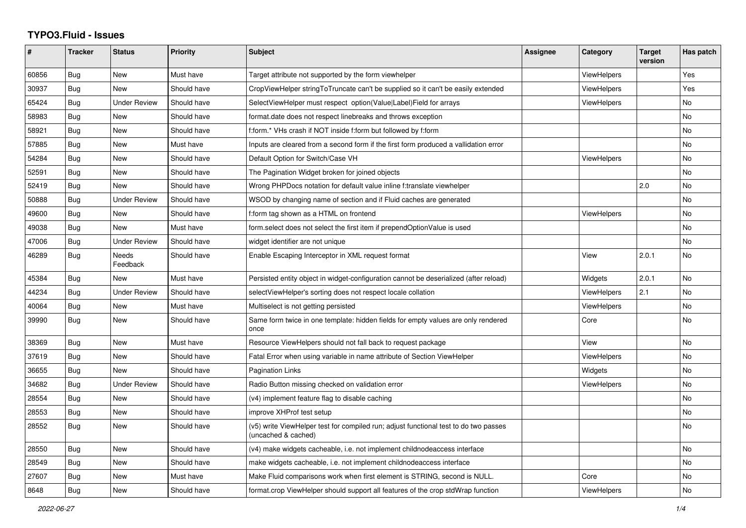# TYPO3.Fluid - Issues

| # | Tracker | Status | Priority | Subject | Assignee | Category | Target version | Has patch |
|---|---|---|---|---|---|---|---|---|
| 60856 | Bug | New | Must have | Target attribute not supported by the form viewhelper | | ViewHelpers | | Yes |
| 30937 | Bug | New | Should have | CropViewHelper stringToTruncate can't be supplied so it can't be easily extended | | ViewHelpers | | Yes |
| 65424 | Bug | Under Review | Should have | SelectViewHelper must respect option(Value\|Label)Field for arrays | | ViewHelpers | | No |
| 58983 | Bug | New | Should have | format.date does not respect linebreaks and throws exception | | | | No |
| 58921 | Bug | New | Should have | f:form.* VHs crash if NOT inside f:form but followed by f:form | | | | No |
| 57885 | Bug | New | Must have | Inputs are cleared from a second form if the first form produced a vallidation error | | | | No |
| 54284 | Bug | New | Should have | Default Option for Switch/Case VH | | ViewHelpers | | No |
| 52591 | Bug | New | Should have | The Pagination Widget broken for joined objects | | | | No |
| 52419 | Bug | New | Should have | Wrong PHPDocs notation for default value inline f:translate viewhelper | | | 2.0 | No |
| 50888 | Bug | Under Review | Should have | WSOD by changing name of section and if Fluid caches are generated | | | | No |
| 49600 | Bug | New | Should have | f:form tag shown as a HTML on frontend | | ViewHelpers | | No |
| 49038 | Bug | New | Must have | form.select does not select the first item if prependOptionValue is used | | | | No |
| 47006 | Bug | Under Review | Should have | widget identifier are not unique | | | | No |
| 46289 | Bug | Needs Feedback | Should have | Enable Escaping Interceptor in XML request format | | View | 2.0.1 | No |
| 45384 | Bug | New | Must have | Persisted entity object in widget-configuration cannot be deserialized (after reload) | | Widgets | 2.0.1 | No |
| 44234 | Bug | Under Review | Should have | selectViewHelper's sorting does not respect locale collation | | ViewHelpers | 2.1 | No |
| 40064 | Bug | New | Must have | Multiselect is not getting persisted | | ViewHelpers | | No |
| 39990 | Bug | New | Should have | Same form twice in one template: hidden fields for empty values are only rendered once | | Core | | No |
| 38369 | Bug | New | Must have | Resource ViewHelpers should not fall back to request package | | View | | No |
| 37619 | Bug | New | Should have | Fatal Error when using variable in name attribute of Section ViewHelper | | ViewHelpers | | No |
| 36655 | Bug | New | Should have | Pagination Links | | Widgets | | No |
| 34682 | Bug | Under Review | Should have | Radio Button missing checked on validation error | | ViewHelpers | | No |
| 28554 | Bug | New | Should have | (v4) implement feature flag to disable caching | | | | No |
| 28553 | Bug | New | Should have | improve XHProf test setup | | | | No |
| 28552 | Bug | New | Should have | (v5) write ViewHelper test for compiled run; adjust functional test to do two passes (uncached & cached) | | | | No |
| 28550 | Bug | New | Should have | (v4) make widgets cacheable, i.e. not implement childnodeaccess interface | | | | No |
| 28549 | Bug | New | Should have | make widgets cacheable, i.e. not implement childnodeaccess interface | | | | No |
| 27607 | Bug | New | Must have | Make Fluid comparisons work when first element is STRING, second is NULL. | | Core | | No |
| 8648 | Bug | New | Should have | format.crop ViewHelper should support all features of the crop stdWrap function | | ViewHelpers | | No |

*2022-06-27*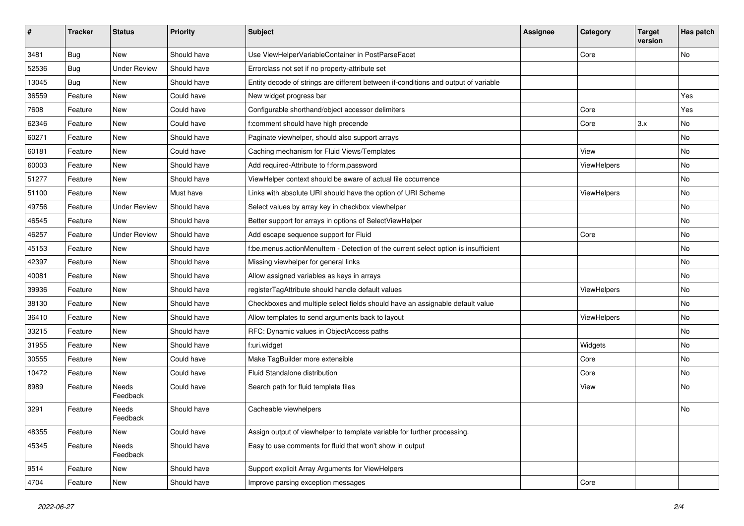| # | Tracker | Status | Priority | Subject | Assignee | Category | Target version | Has patch |
|---|---|---|---|---|---|---|---|---|
| 3481 | Bug | New | Should have | Use ViewHelperVariableContainer in PostParseFacet | | Core | | No |
| 52536 | Bug | Under Review | Should have | Errorclass not set if no property-attribute set | | | | |
| 13045 | Bug | New | Should have | Entity decode of strings are different between if-conditions and output of variable | | | | |
| 36559 | Feature | New | Could have | New widget progress bar | | | | Yes |
| 7608 | Feature | New | Could have | Configurable shorthand/object accessor delimiters | | Core | | Yes |
| 62346 | Feature | New | Could have | f:comment should have high precende | | Core | 3.x | No |
| 60271 | Feature | New | Should have | Paginate viewhelper, should also support arrays | | | | No |
| 60181 | Feature | New | Could have | Caching mechanism for Fluid Views/Templates | | View | | No |
| 60003 | Feature | New | Should have | Add required-Attribute to f:form.password | | ViewHelpers | | No |
| 51277 | Feature | New | Should have | ViewHelper context should be aware of actual file occurrence | | | | No |
| 51100 | Feature | New | Must have | Links with absolute URI should have the option of URI Scheme | | ViewHelpers | | No |
| 49756 | Feature | Under Review | Should have | Select values by array key in checkbox viewhelper | | | | No |
| 46545 | Feature | New | Should have | Better support for arrays in options of SelectViewHelper | | | | No |
| 46257 | Feature | Under Review | Should have | Add escape sequence support for Fluid | | Core | | No |
| 45153 | Feature | New | Should have | f:be.menus.actionMenuItem - Detection of the current select option is insufficient | | | | No |
| 42397 | Feature | New | Should have | Missing viewhelper for general links | | | | No |
| 40081 | Feature | New | Should have | Allow assigned variables as keys in arrays | | | | No |
| 39936 | Feature | New | Should have | registerTagAttribute should handle default values | | ViewHelpers | | No |
| 38130 | Feature | New | Should have | Checkboxes and multiple select fields should have an assignable default value | | | | No |
| 36410 | Feature | New | Should have | Allow templates to send arguments back to layout | | ViewHelpers | | No |
| 33215 | Feature | New | Should have | RFC: Dynamic values in ObjectAccess paths | | | | No |
| 31955 | Feature | New | Should have | f:uri.widget | | Widgets | | No |
| 30555 | Feature | New | Could have | Make TagBuilder more extensible | | Core | | No |
| 10472 | Feature | New | Could have | Fluid Standalone distribution | | Core | | No |
| 8989 | Feature | Needs Feedback | Could have | Search path for fluid template files | | View | | No |
| 3291 | Feature | Needs Feedback | Should have | Cacheable viewhelpers | | | | No |
| 48355 | Feature | New | Could have | Assign output of viewhelper to template variable for further processing. | | | | |
| 45345 | Feature | Needs Feedback | Should have | Easy to use comments for fluid that won't show in output | | | | |
| 9514 | Feature | New | Should have | Support explicit Array Arguments for ViewHelpers | | | | |
| 4704 | Feature | New | Should have | Improve parsing exception messages | | Core | | |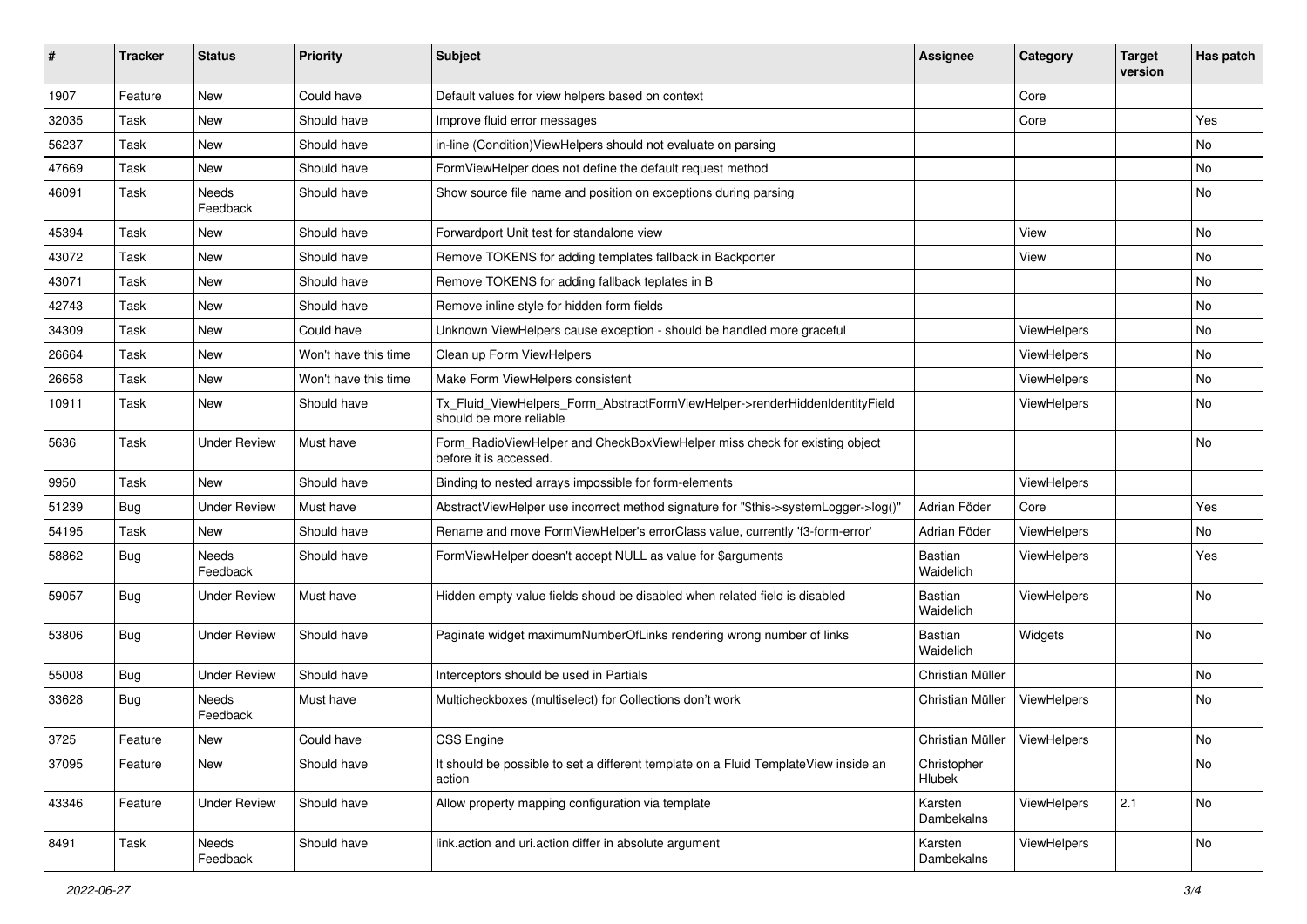| # | Tracker | Status | Priority | Subject | Assignee | Category | Target version | Has patch |
|---|---|---|---|---|---|---|---|---|
| 1907 | Feature | New | Could have | Default values for view helpers based on context | | Core | | |
| 32035 | Task | New | Should have | Improve fluid error messages | | Core | | Yes |
| 56237 | Task | New | Should have | in-line (Condition)ViewHelpers should not evaluate on parsing | | | | No |
| 47669 | Task | New | Should have | FormViewHelper does not define the default request method | | | | No |
| 46091 | Task | Needs Feedback | Should have | Show source file name and position on exceptions during parsing | | | | No |
| 45394 | Task | New | Should have | Forwardport Unit test for standalone view | | View | | No |
| 43072 | Task | New | Should have | Remove TOKENS for adding templates fallback in Backporter | | View | | No |
| 43071 | Task | New | Should have | Remove TOKENS for adding fallback teplates in B | | | | No |
| 42743 | Task | New | Should have | Remove inline style for hidden form fields | | | | No |
| 34309 | Task | New | Could have | Unknown ViewHelpers cause exception - should be handled more graceful | | ViewHelpers | | No |
| 26664 | Task | New | Won't have this time | Clean up Form ViewHelpers | | ViewHelpers | | No |
| 26658 | Task | New | Won't have this time | Make Form ViewHelpers consistent | | ViewHelpers | | No |
| 10911 | Task | New | Should have | Tx_Fluid_ViewHelpers_Form_AbstractFormViewHelper->renderHiddenIdentityField should be more reliable | | ViewHelpers | | No |
| 5636 | Task | Under Review | Must have | Form_RadioViewHelper and CheckBoxViewHelper miss check for existing object before it is accessed. | | | | No |
| 9950 | Task | New | Should have | Binding to nested arrays impossible for form-elements | | ViewHelpers | | |
| 51239 | Bug | Under Review | Must have | AbstractViewHelper use incorrect method signature for "$this->systemLogger->log()" | Adrian Föder | Core | | Yes |
| 54195 | Task | New | Should have | Rename and move FormViewHelper's errorClass value, currently 'f3-form-error' | Adrian Föder | ViewHelpers | | No |
| 58862 | Bug | Needs Feedback | Should have | FormViewHelper doesn't accept NULL as value for $arguments | Bastian Waidelich | ViewHelpers | | Yes |
| 59057 | Bug | Under Review | Must have | Hidden empty value fields shoud be disabled when related field is disabled | Bastian Waidelich | ViewHelpers | | No |
| 53806 | Bug | Under Review | Should have | Paginate widget maximumNumberOfLinks rendering wrong number of links | Bastian Waidelich | Widgets | | No |
| 55008 | Bug | Under Review | Should have | Interceptors should be used in Partials | Christian Müller | | | No |
| 33628 | Bug | Needs Feedback | Must have | Multicheckboxes (multiselect) for Collections don't work | Christian Müller | ViewHelpers | | No |
| 3725 | Feature | New | Could have | CSS Engine | Christian Müller | ViewHelpers | | No |
| 37095 | Feature | New | Should have | It should be possible to set a different template on a Fluid TemplateView inside an action | Christopher Hlubek | | | No |
| 43346 | Feature | Under Review | Should have | Allow property mapping configuration via template | Karsten Dambekalns | ViewHelpers | 2.1 | No |
| 8491 | Task | Needs Feedback | Should have | link.action and uri.action differ in absolute argument | Karsten Dambekalns | ViewHelpers | | No |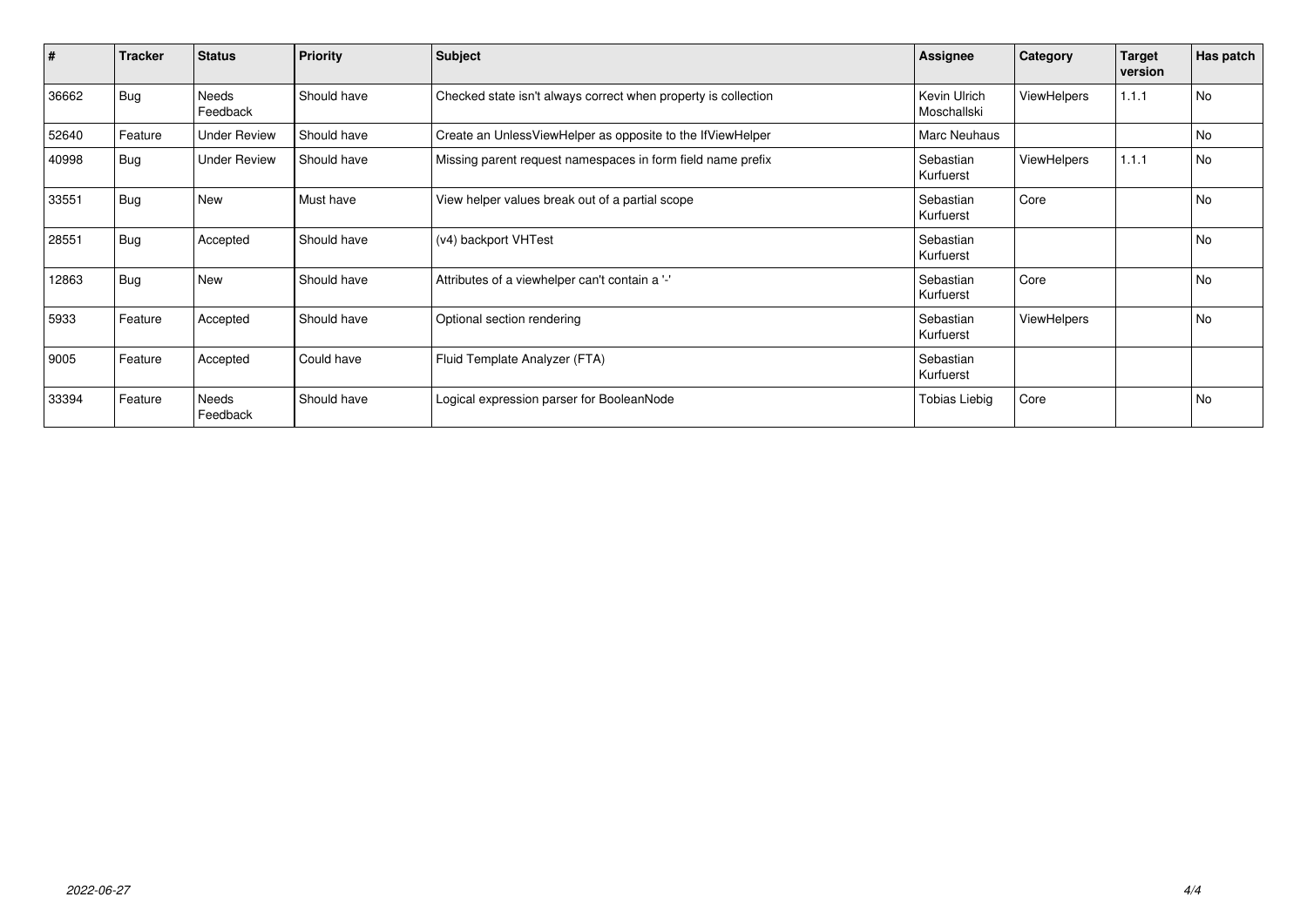| # | Tracker | Status | Priority | Subject | Assignee | Category | Target version | Has patch |
|---|---|---|---|---|---|---|---|---|
| 36662 | Bug | Needs Feedback | Should have | Checked state isn't always correct when property is collection | Kevin Ulrich Moschallski | ViewHelpers | 1.1.1 | No |
| 52640 | Feature | Under Review | Should have | Create an UnlessViewHelper as opposite to the IfViewHelper | Marc Neuhaus | | | No |
| 40998 | Bug | Under Review | Should have | Missing parent request namespaces in form field name prefix | Sebastian Kurfuerst | ViewHelpers | 1.1.1 | No |
| 33551 | Bug | New | Must have | View helper values break out of a partial scope | Sebastian Kurfuerst | Core | | No |
| 28551 | Bug | Accepted | Should have | (v4) backport VHTest | Sebastian Kurfuerst | | | No |
| 12863 | Bug | New | Should have | Attributes of a viewhelper can't contain a '-' | Sebastian Kurfuerst | Core | | No |
| 5933 | Feature | Accepted | Should have | Optional section rendering | Sebastian Kurfuerst | ViewHelpers | | No |
| 9005 | Feature | Accepted | Could have | Fluid Template Analyzer (FTA) | Sebastian Kurfuerst | | | |
| 33394 | Feature | Needs Feedback | Should have | Logical expression parser for BooleanNode | Tobias Liebig | Core | | No |

*2022-06-27*